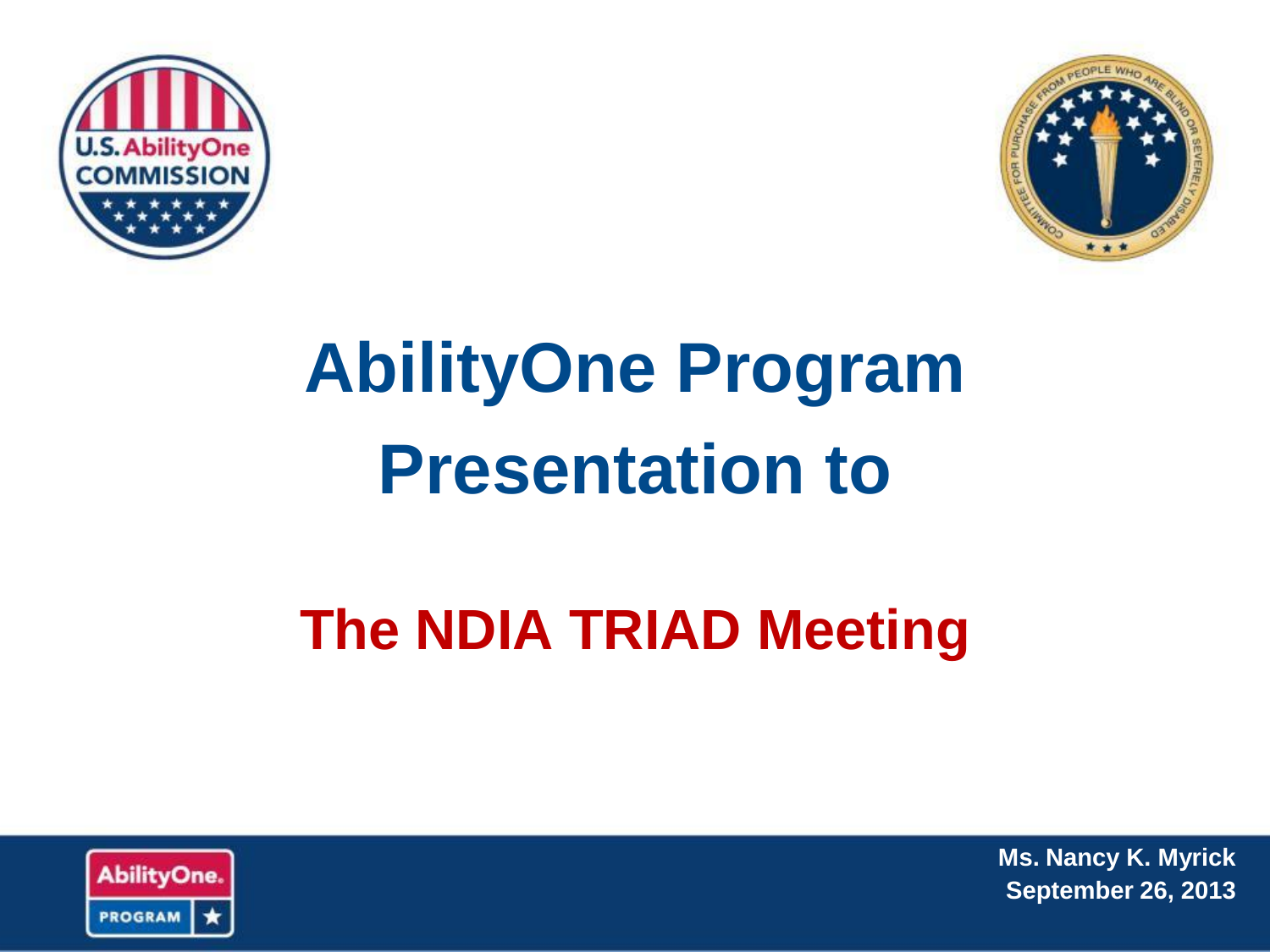# AbilityOne Program Presentation to

## The NDIA TRIAD Meeting

**Ms. Nancy K. Myrick**
**September 26, 2013**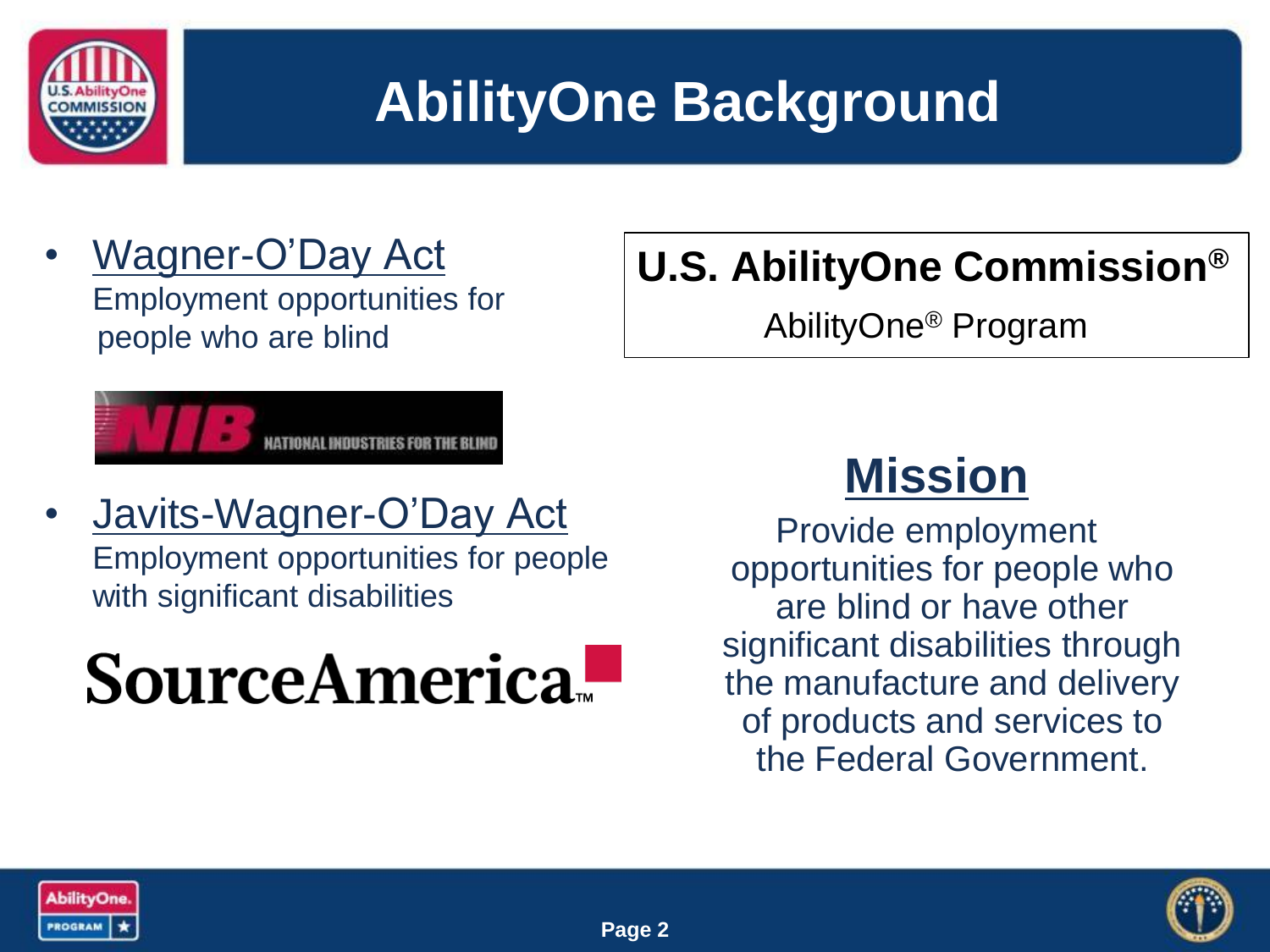# AbilityOne Background

- Wagner-O'Day Act
  Employment opportunities for people who are blind

NATIONAL INDUSTRIES FOR THE BLIND

- Javits-Wagner-O'Day Act
  Employment opportunities for people with significant disabilities

SourceAmerica™

**U.S. AbilityOne Commission®**

AbilityOne® Program

## Mission

Provide employment opportunities for people who are blind or have other significant disabilities through the manufacture and delivery of products and services to the Federal Government.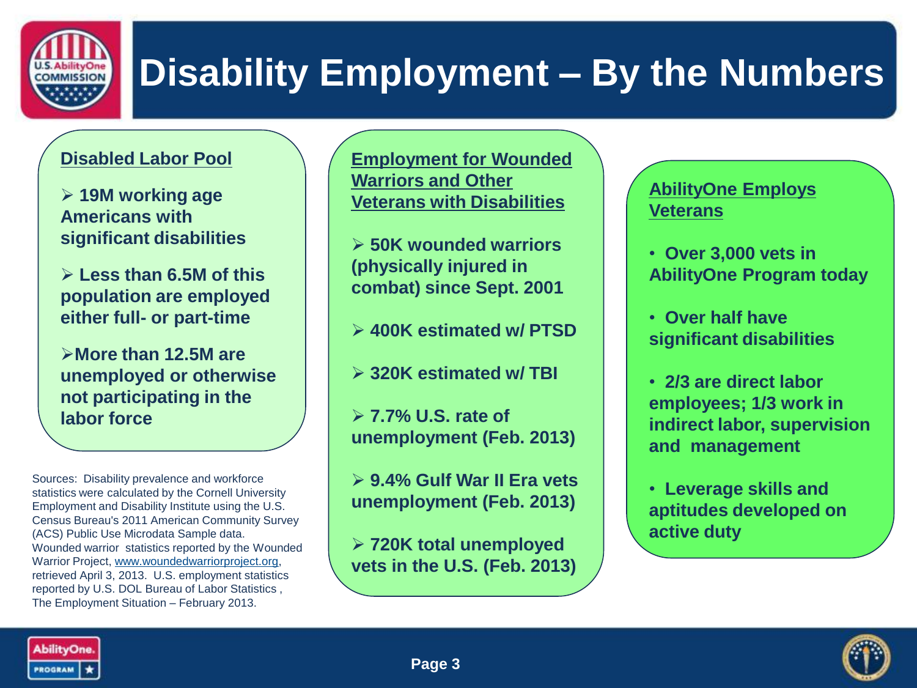# Disability Employment – By the Numbers

## Disabled Labor Pool

- **19M working age Americans with significant disabilities**
- **Less than 6.5M of this population are employed either full- or part-time**
- **More than 12.5M are unemployed or otherwise not participating in the labor force**

Sources: Disability prevalence and workforce statistics were calculated by the Cornell University Employment and Disability Institute using the U.S. Census Bureau's 2011 American Community Survey (ACS) Public Use Microdata Sample data. Wounded warrior statistics reported by the Wounded Warrior Project, www.woundedwarriorproject.org, retrieved April 3, 2013. U.S. employment statistics reported by U.S. DOL Bureau of Labor Statistics , The Employment Situation – February 2013.

## Employment for Wounded Warriors and Other Veterans with Disabilities

- **50K wounded warriors (physically injured in combat) since Sept. 2001**
- **400K estimated w/ PTSD**
- **320K estimated w/ TBI**
- **7.7% U.S. rate of unemployment (Feb. 2013)**
- **9.4% Gulf War II Era vets unemployment (Feb. 2013)**
- **720K total unemployed vets in the U.S. (Feb. 2013)**

## AbilityOne Employs Veterans

- **Over 3,000 vets in AbilityOne Program today**
- **Over half have significant disabilities**
- **2/3 are direct labor employees; 1/3 work in indirect labor, supervision and management**
- **Leverage skills and aptitudes developed on active duty**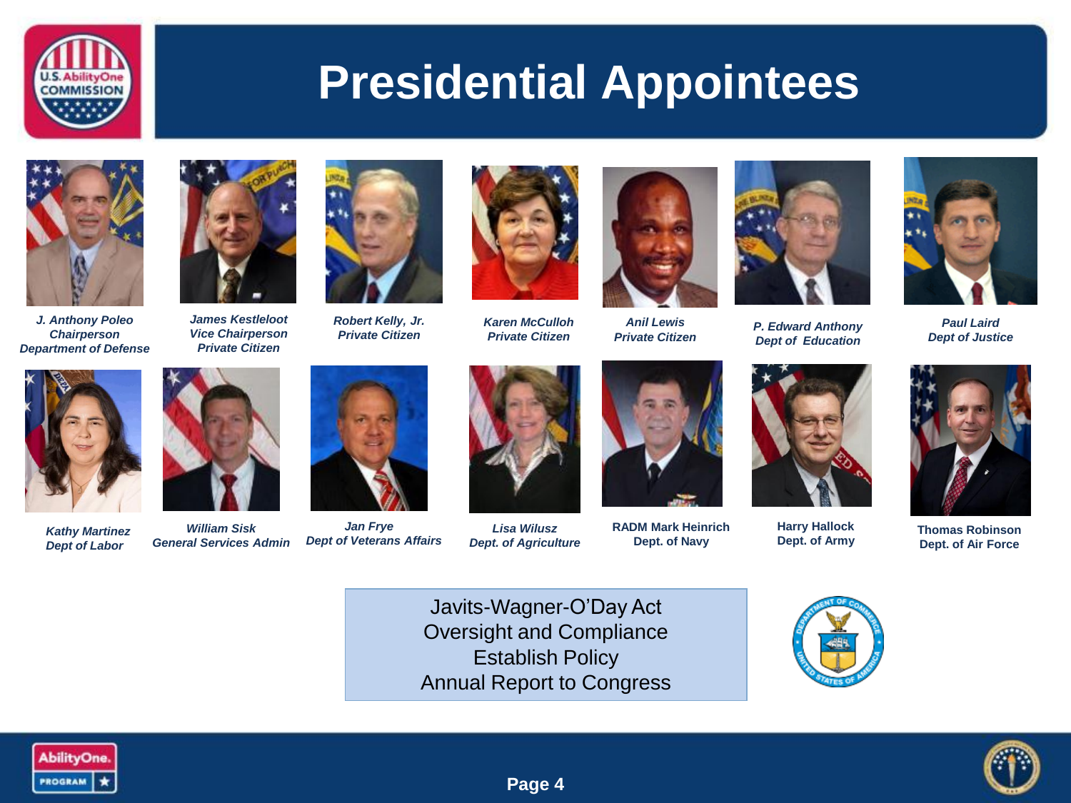# Presidential Appointees

*J. Anthony Poleo*
*Chairperson*
*Department of Defense*

*James Kestleloot*
*Vice Chairperson*
*Private Citizen*

*Robert Kelly, Jr.*
*Private Citizen*

*Karen McCulloh*
*Private Citizen*

*Anil Lewis*
*Private Citizen*

*P. Edward Anthony*
*Dept of Education*

*Paul Laird*
*Dept of Justice*

*Kathy Martinez*
*Dept of Labor*

*William Sisk*
*General Services Admin*

*Jan Frye*
*Dept of Veterans Affairs*

*Lisa Wilusz*
*Dept. of Agriculture*

**RADM Mark Heinrich**
**Dept. of Navy**

**Harry Hallock**
**Dept. of Army**

**Thomas Robinson**
**Dept. of Air Force**

Javits-Wagner-O'Day Act
Oversight and Compliance
Establish Policy
Annual Report to Congress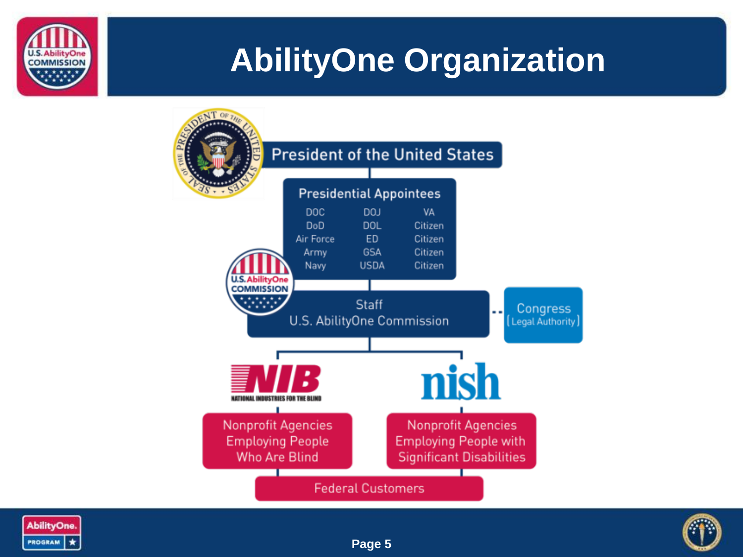# AbilityOne Organization

**President of the United States**

**Presidential Appointees**

| | | |
|---|---|---|
| DOC | DOJ | VA |
| DoD | DOL | Citizen |
| Air Force | ED | Citizen |
| Army | GSA | Citizen |
| Navy | USDA | Citizen |

**Staff**
**U.S. AbilityOne Commission**

**Congress** (Legal Authority)

**NIB** – National Industries for the Blind

- Nonprofit Agencies Employing People Who Are Blind

**nish**

- Nonprofit Agencies Employing People with Significant Disabilities

**Federal Customers**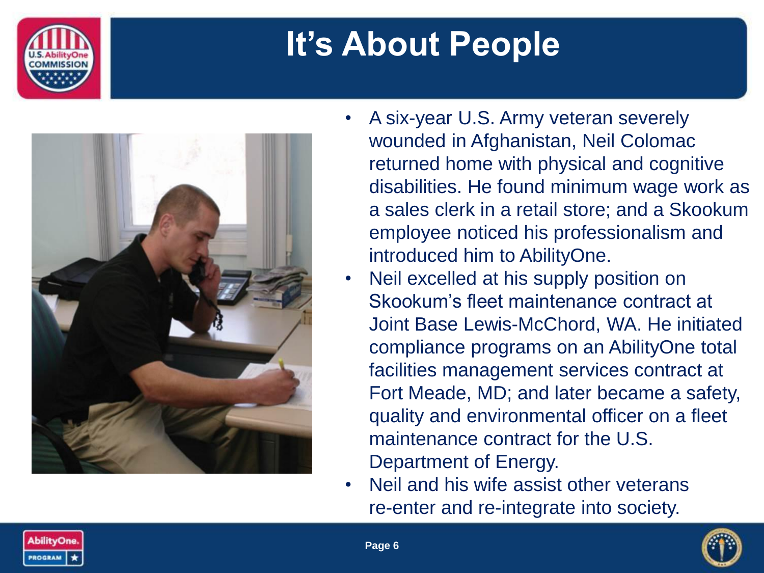# It's About People

- A six-year U.S. Army veteran severely wounded in Afghanistan, Neil Colomac returned home with physical and cognitive disabilities. He found minimum wage work as a sales clerk in a retail store; and a Skookum employee noticed his professionalism and introduced him to AbilityOne.
- Neil excelled at his supply position on Skookum's fleet maintenance contract at Joint Base Lewis-McChord, WA. He initiated compliance programs on an AbilityOne total facilities management services contract at Fort Meade, MD; and later became a safety, quality and environmental officer on a fleet maintenance contract for the U.S. Department of Energy.
- Neil and his wife assist other veterans re-enter and re-integrate into society.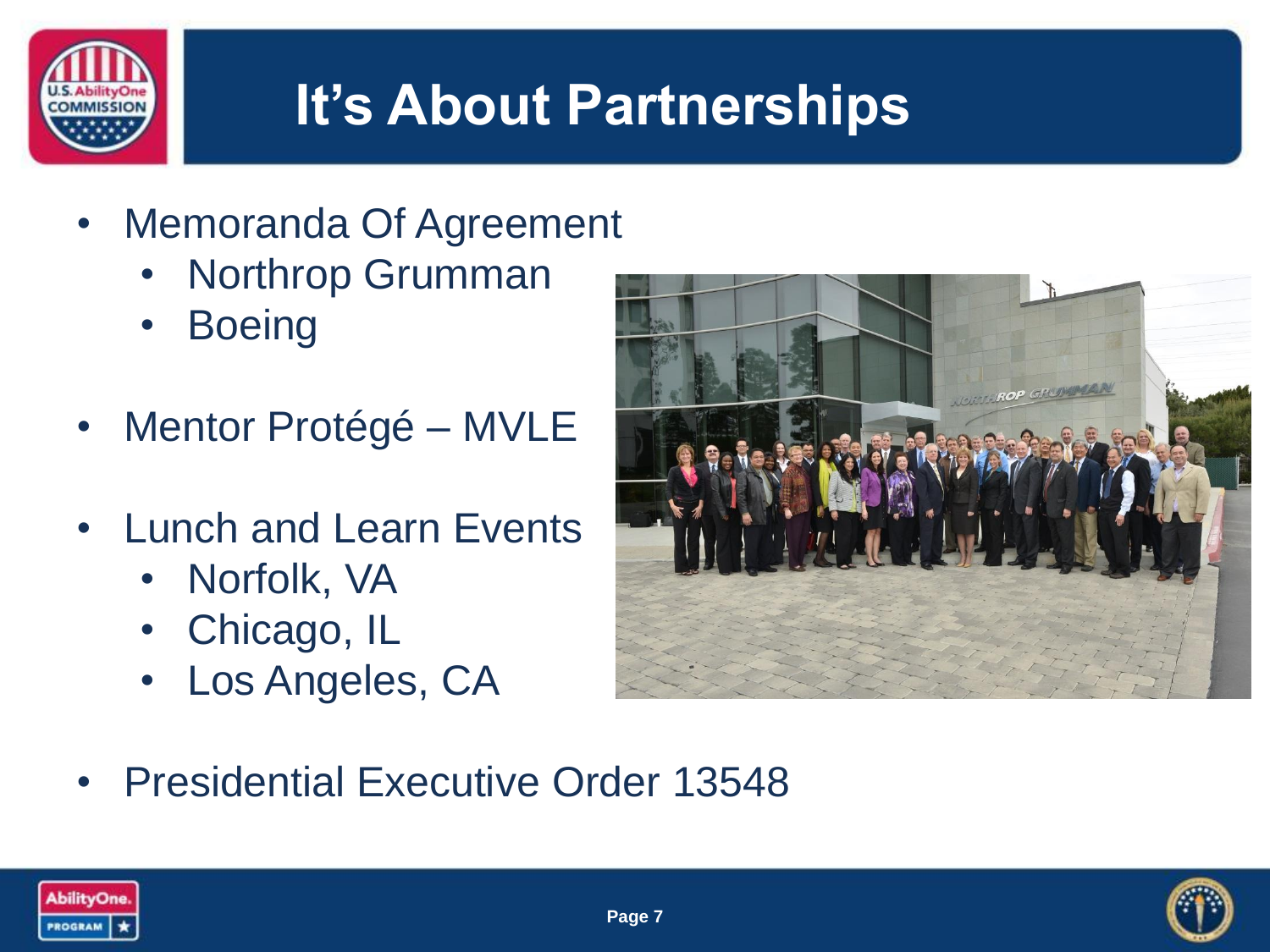# It's About Partnerships

- Memoranda Of Agreement
  - Northrop Grumman
  - Boeing
- Mentor Protégé – MVLE
- Lunch and Learn Events
  - Norfolk, VA
  - Chicago, IL
  - Los Angeles, CA
- Presidential Executive Order 13548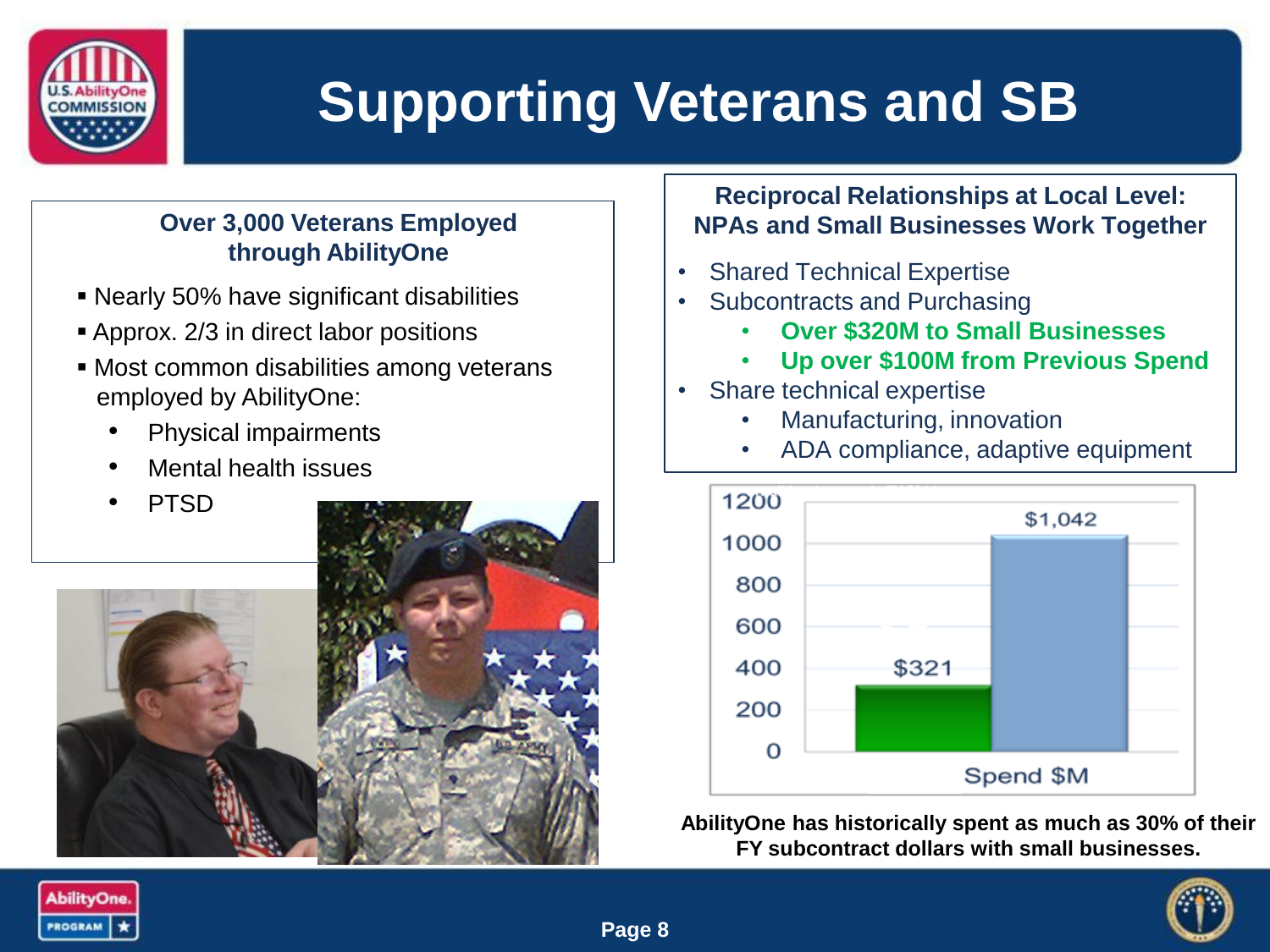# Supporting Veterans and SB

### Over 3,000 Veterans Employed through AbilityOne

- Nearly 50% have significant disabilities
- Approx. 2/3 in direct labor positions
- Most common disabilities among veterans employed by AbilityOne:
  - Physical impairments
  - Mental health issues
  - PTSD

### Reciprocal Relationships at Local Level: NPAs and Small Businesses Work Together

- Shared Technical Expertise
- Subcontracts and Purchasing
  - **Over $320M to Small Businesses**
  - **Up over $100M from Previous Spend**
- Share technical expertise
  - Manufacturing, innovation
  - ADA compliance, adaptive equipment

| Spend $M | Value |
| --- | --- |
| Small Businesses | $321 |
| Total | $1,042 |

**AbilityOne has historically spent as much as 30% of their FY subcontract dollars with small businesses.**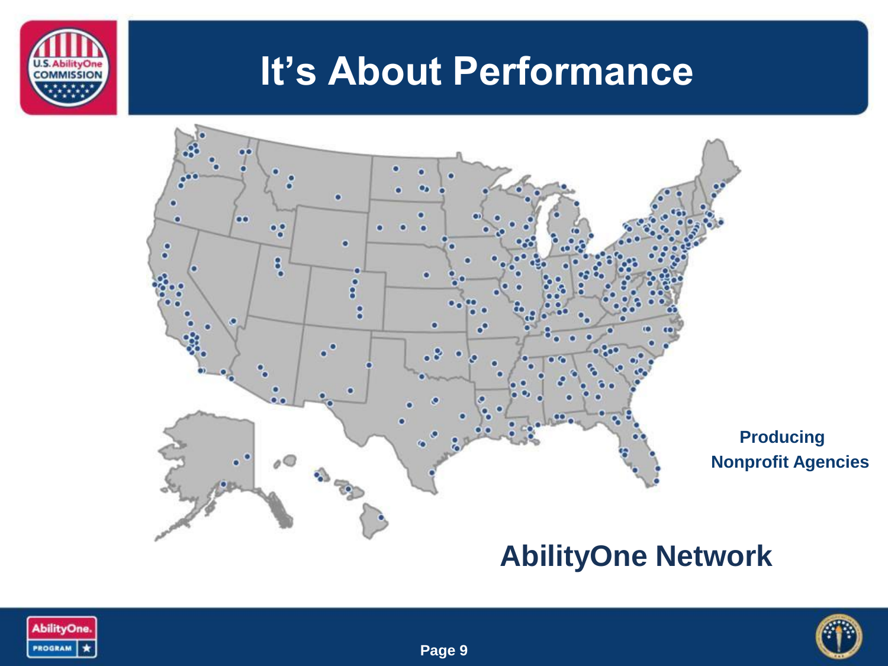# It's About Performance

**Producing Nonprofit Agencies**

## AbilityOne Network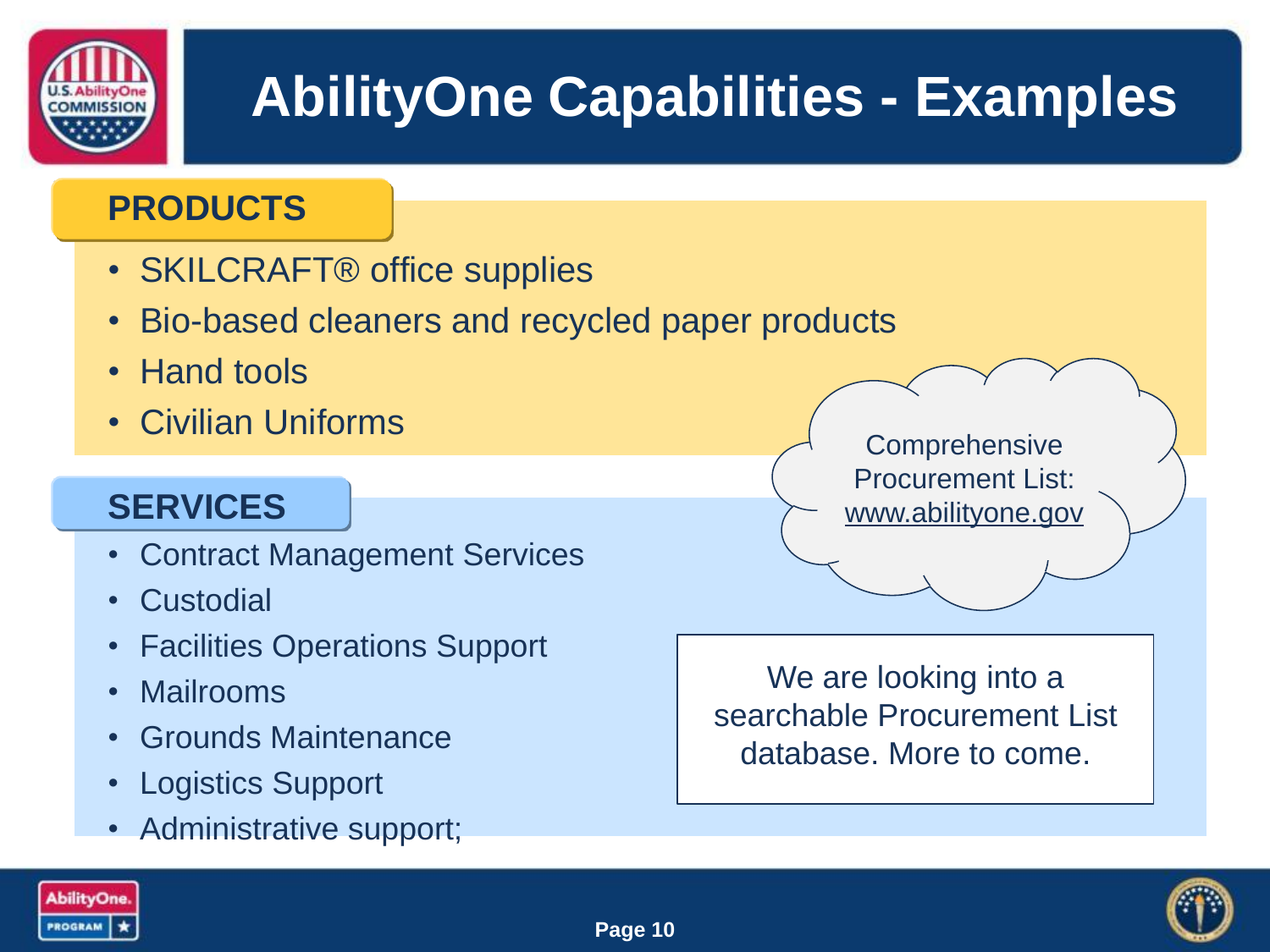# AbilityOne Capabilities - Examples

## PRODUCTS

- SKILCRAFT® office supplies
- Bio-based cleaners and recycled paper products
- Hand tools
- Civilian Uniforms

Comprehensive Procurement List: www.abilityone.gov

## SERVICES

- Contract Management Services
- Custodial
- Facilities Operations Support
- Mailrooms
- Grounds Maintenance
- Logistics Support
- Administrative support;

We are looking into a searchable Procurement List database. More to come.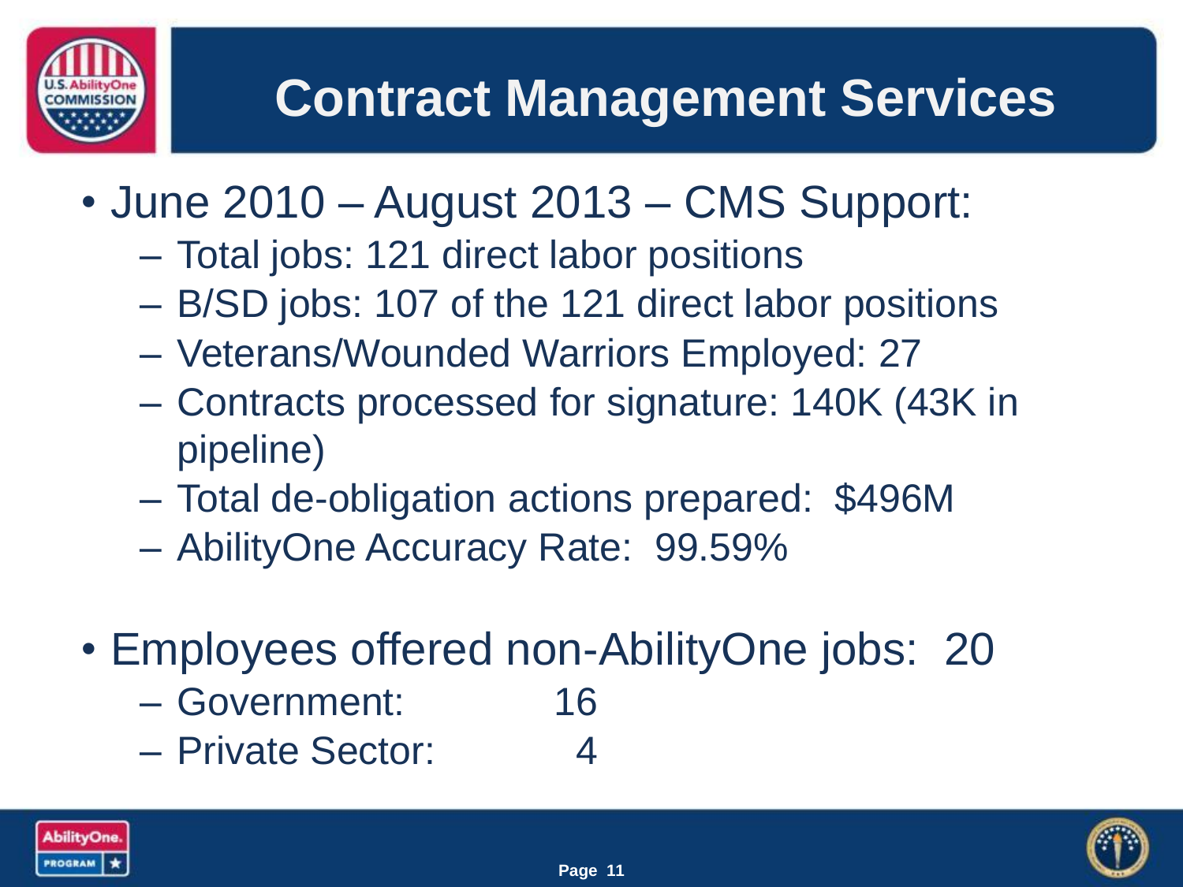# Contract Management Services

- June 2010 – August 2013 – CMS Support:
  - Total jobs: 121 direct labor positions
  - B/SD jobs: 107 of the 121 direct labor positions
  - Veterans/Wounded Warriors Employed: 27
  - Contracts processed for signature: 140K (43K in pipeline)
  - Total de-obligation actions prepared: $496M
  - AbilityOne Accuracy Rate: 99.59%

- Employees offered non-AbilityOne jobs: 20
  - Government: 16
  - Private Sector: 4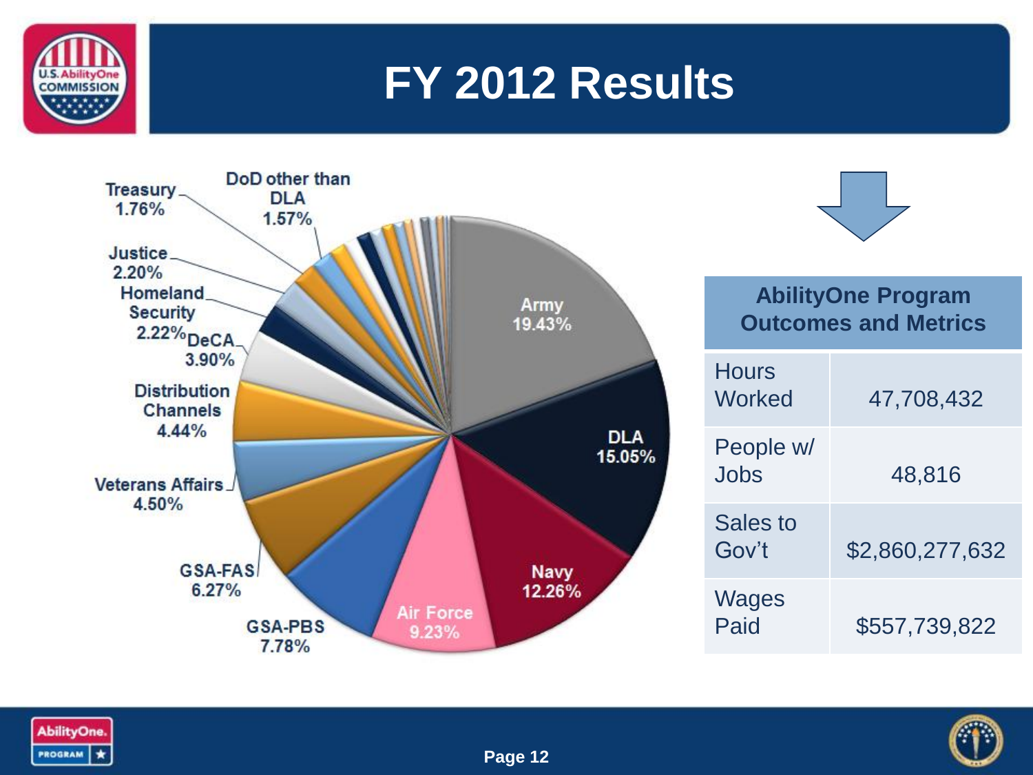# FY 2012 Results

Army 19.43%
DLA 15.05%
Navy 12.26%
Air Force 9.23%
GSA-PBS 7.78%
GSA-FAS 6.27%
Veterans Affairs 4.50%
Distribution Channels 4.44%
DeCA 3.90%
Homeland Security 2.22%
Justice 2.20%
Treasury 1.76%
DoD other than DLA 1.57%

| AbilityOne Program Outcomes and Metrics | |
|---|---|
| Hours Worked | 47,708,432 |
| People w/ Jobs | 48,816 |
| Sales to Gov't | $2,860,277,632 |
| Wages Paid | $557,739,822 |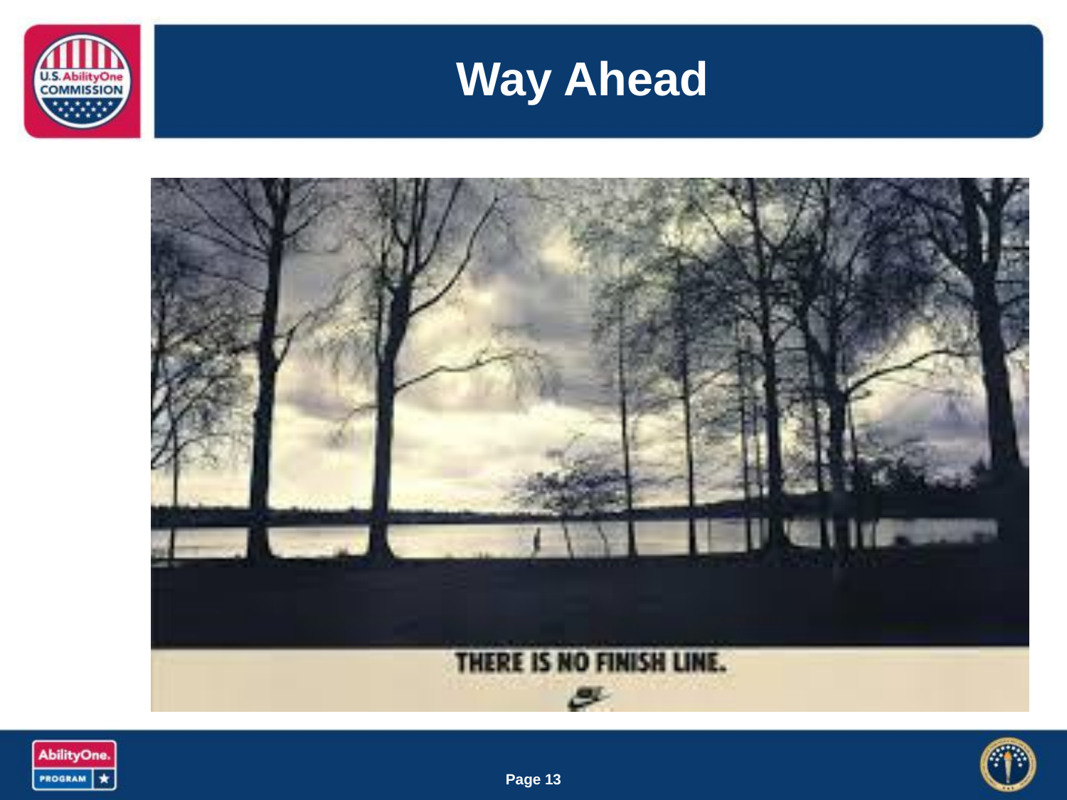# Way Ahead

THERE IS NO FINISH LINE.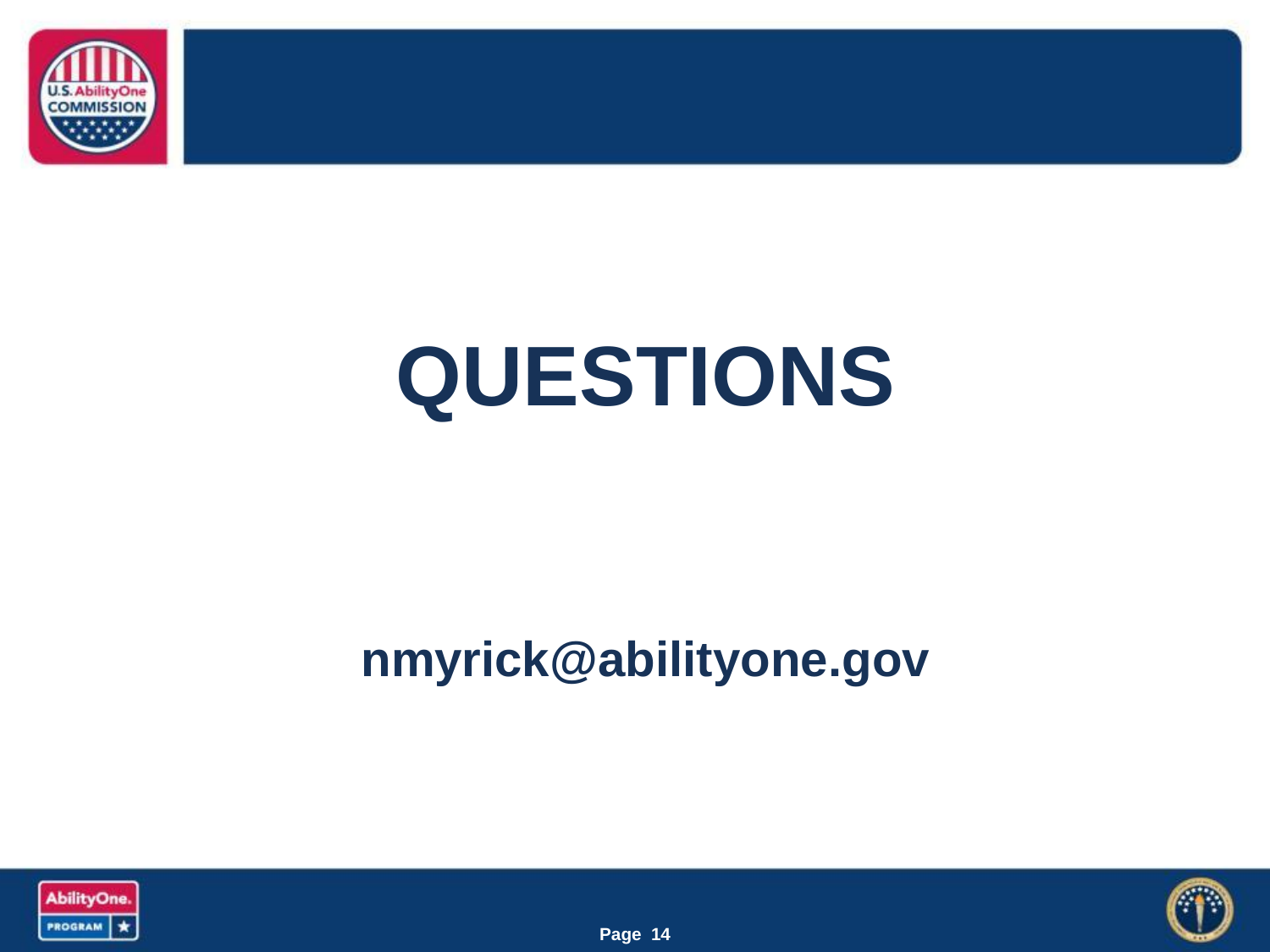# QUESTIONS

**nmyrick@abilityone.gov**